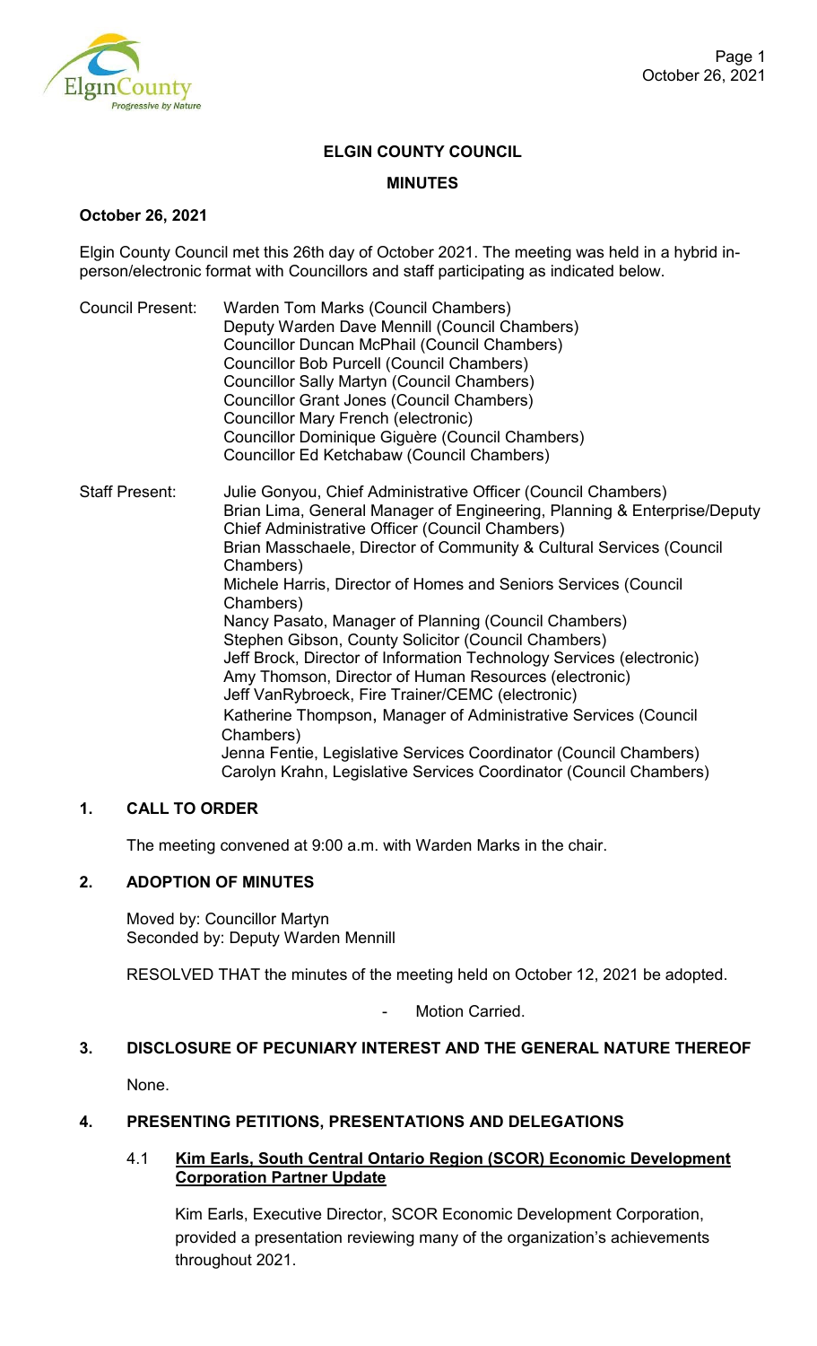# ELGIN COUNTY COUNCIL

## MINUTES

**October 26, 2021**

Elgin County Council met this 26th day of October 2021. The meeting was held in a hybrid in-person/electronic format with Councillors and staff participating as indicated below.

Council Present:
Warden Tom Marks (Council Chambers)
Deputy Warden Dave Mennill (Council Chambers)
Councillor Duncan McPhail (Council Chambers)
Councillor Bob Purcell (Council Chambers)
Councillor Sally Martyn (Council Chambers)
Councillor Grant Jones (Council Chambers)
Councillor Mary French (electronic)
Councillor Dominique Giguère (Council Chambers)
Councillor Ed Ketchabaw (Council Chambers)

Staff Present:
Julie Gonyou, Chief Administrative Officer (Council Chambers)
Brian Lima, General Manager of Engineering, Planning & Enterprise/Deputy Chief Administrative Officer (Council Chambers)
Brian Masschaele, Director of Community & Cultural Services (Council Chambers)
Michele Harris, Director of Homes and Seniors Services (Council Chambers)
Nancy Pasato, Manager of Planning (Council Chambers)
Stephen Gibson, County Solicitor (Council Chambers)
Jeff Brock, Director of Information Technology Services (electronic)
Amy Thomson, Director of Human Resources (electronic)
Jeff VanRybroeck, Fire Trainer/CEMC (electronic)
Katherine Thompson, Manager of Administrative Services (Council Chambers)
Jenna Fentie, Legislative Services Coordinator (Council Chambers)
Carolyn Krahn, Legislative Services Coordinator (Council Chambers)

## 1. CALL TO ORDER

The meeting convened at 9:00 a.m. with Warden Marks in the chair.

## 2. ADOPTION OF MINUTES

Moved by: Councillor Martyn
Seconded by: Deputy Warden Mennill

RESOLVED THAT the minutes of the meeting held on October 12, 2021 be adopted.

- Motion Carried.

## 3. DISCLOSURE OF PECUNIARY INTEREST AND THE GENERAL NATURE THEREOF

None.

## 4. PRESENTING PETITIONS, PRESENTATIONS AND DELEGATIONS

### 4.1 Kim Earls, South Central Ontario Region (SCOR) Economic Development Corporation Partner Update

Kim Earls, Executive Director, SCOR Economic Development Corporation, provided a presentation reviewing many of the organization's achievements throughout 2021.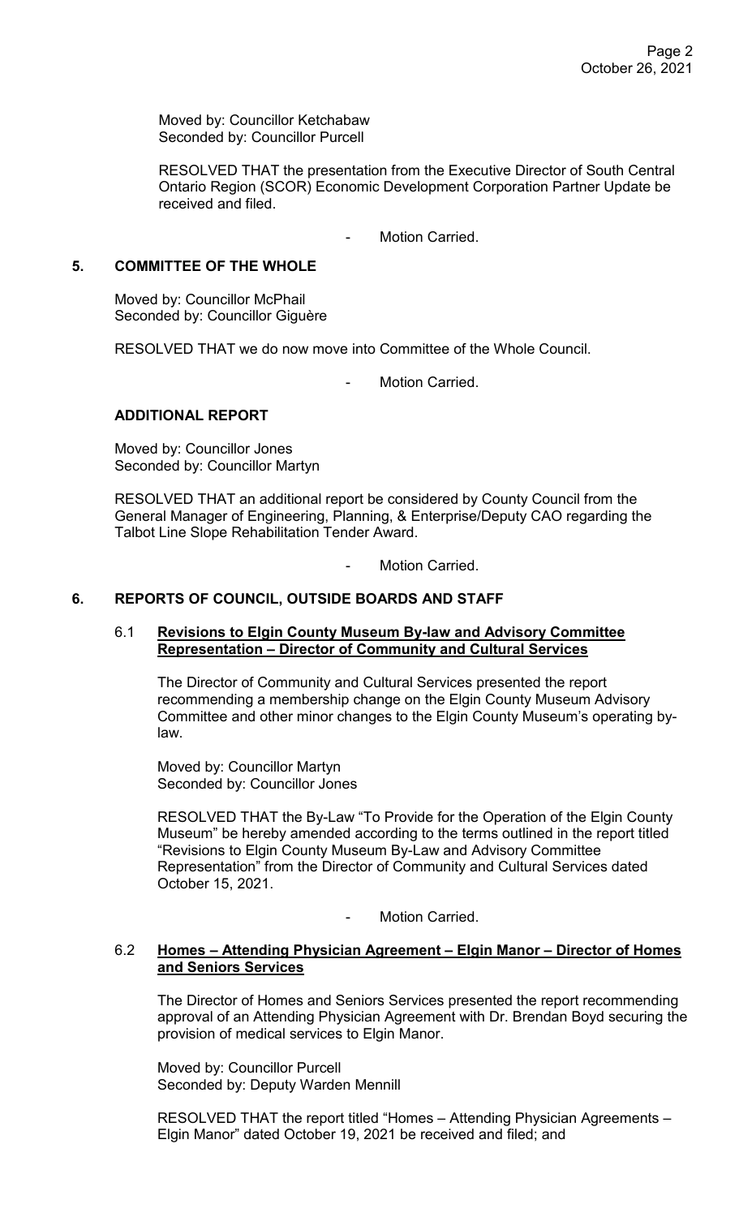Moved by: Councillor Ketchabaw
Seconded by: Councillor Purcell

RESOLVED THAT the presentation from the Executive Director of South Central Ontario Region (SCOR) Economic Development Corporation Partner Update be received and filed.

- Motion Carried.

## 5. COMMITTEE OF THE WHOLE

Moved by: Councillor McPhail
Seconded by: Councillor Giguère

RESOLVED THAT we do now move into Committee of the Whole Council.

- Motion Carried.

### ADDITIONAL REPORT

Moved by: Councillor Jones
Seconded by: Councillor Martyn

RESOLVED THAT an additional report be considered by County Council from the General Manager of Engineering, Planning, & Enterprise/Deputy CAO regarding the Talbot Line Slope Rehabilitation Tender Award.

- Motion Carried.

## 6. REPORTS OF COUNCIL, OUTSIDE BOARDS AND STAFF

### 6.1 Revisions to Elgin County Museum By-law and Advisory Committee Representation – Director of Community and Cultural Services

The Director of Community and Cultural Services presented the report recommending a membership change on the Elgin County Museum Advisory Committee and other minor changes to the Elgin County Museum's operating by-law.

Moved by: Councillor Martyn
Seconded by: Councillor Jones

RESOLVED THAT the By-Law "To Provide for the Operation of the Elgin County Museum" be hereby amended according to the terms outlined in the report titled "Revisions to Elgin County Museum By-Law and Advisory Committee Representation" from the Director of Community and Cultural Services dated October 15, 2021.

- Motion Carried.

### 6.2 Homes – Attending Physician Agreement – Elgin Manor – Director of Homes and Seniors Services

The Director of Homes and Seniors Services presented the report recommending approval of an Attending Physician Agreement with Dr. Brendan Boyd securing the provision of medical services to Elgin Manor.

Moved by: Councillor Purcell
Seconded by: Deputy Warden Mennill

RESOLVED THAT the report titled "Homes – Attending Physician Agreements – Elgin Manor" dated October 19, 2021 be received and filed; and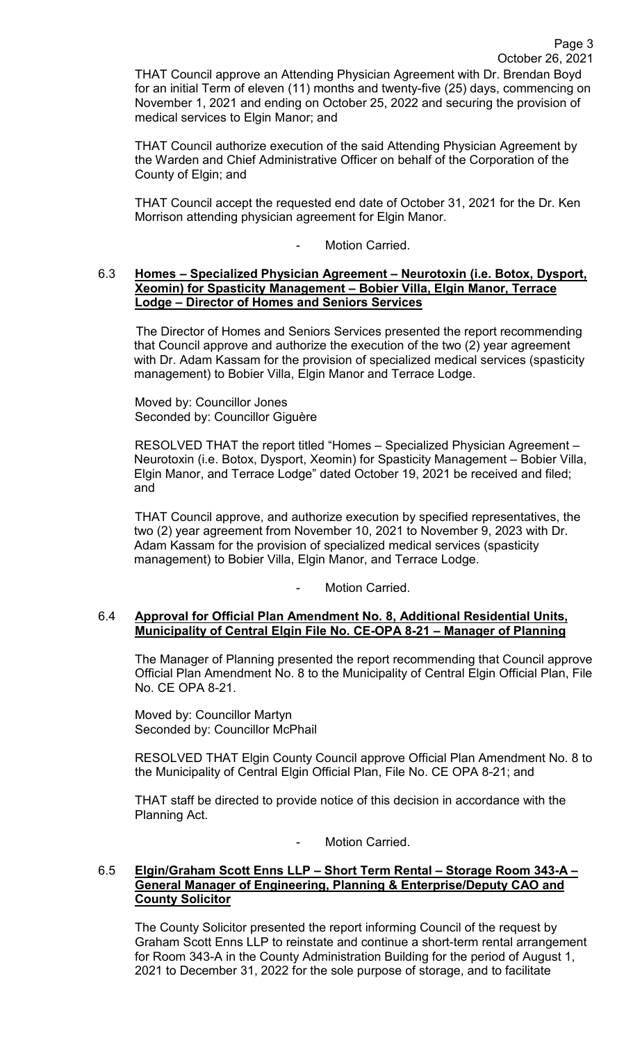THAT Council approve an Attending Physician Agreement with Dr. Brendan Boyd for an initial Term of eleven (11) months and twenty-five (25) days, commencing on November 1, 2021 and ending on October 25, 2022 and securing the provision of medical services to Elgin Manor; and

THAT Council authorize execution of the said Attending Physician Agreement by the Warden and Chief Administrative Officer on behalf of the Corporation of the County of Elgin; and

THAT Council accept the requested end date of October 31, 2021 for the Dr. Ken Morrison attending physician agreement for Elgin Manor.

- Motion Carried.

### 6.3 Homes – Specialized Physician Agreement – Neurotoxin (i.e. Botox, Dysport, Xeomin) for Spasticity Management – Bobier Villa, Elgin Manor, Terrace Lodge – Director of Homes and Seniors Services

The Director of Homes and Seniors Services presented the report recommending that Council approve and authorize the execution of the two (2) year agreement with Dr. Adam Kassam for the provision of specialized medical services (spasticity management) to Bobier Villa, Elgin Manor and Terrace Lodge.

Moved by: Councillor Jones
Seconded by: Councillor Giguère

RESOLVED THAT the report titled "Homes – Specialized Physician Agreement – Neurotoxin (i.e. Botox, Dysport, Xeomin) for Spasticity Management – Bobier Villa, Elgin Manor, and Terrace Lodge" dated October 19, 2021 be received and filed; and

THAT Council approve, and authorize execution by specified representatives, the two (2) year agreement from November 10, 2021 to November 9, 2023 with Dr. Adam Kassam for the provision of specialized medical services (spasticity management) to Bobier Villa, Elgin Manor, and Terrace Lodge.

- Motion Carried.

### 6.4 Approval for Official Plan Amendment No. 8, Additional Residential Units, Municipality of Central Elgin File No. CE-OPA 8-21 – Manager of Planning

The Manager of Planning presented the report recommending that Council approve Official Plan Amendment No. 8 to the Municipality of Central Elgin Official Plan, File No. CE OPA 8-21.

Moved by: Councillor Martyn
Seconded by: Councillor McPhail

RESOLVED THAT Elgin County Council approve Official Plan Amendment No. 8 to the Municipality of Central Elgin Official Plan, File No. CE OPA 8-21; and

THAT staff be directed to provide notice of this decision in accordance with the Planning Act.

- Motion Carried.

### 6.5 Elgin/Graham Scott Enns LLP – Short Term Rental – Storage Room 343-A – General Manager of Engineering, Planning & Enterprise/Deputy CAO and County Solicitor

The County Solicitor presented the report informing Council of the request by Graham Scott Enns LLP to reinstate and continue a short-term rental arrangement for Room 343-A in the County Administration Building for the period of August 1, 2021 to December 31, 2022 for the sole purpose of storage, and to facilitate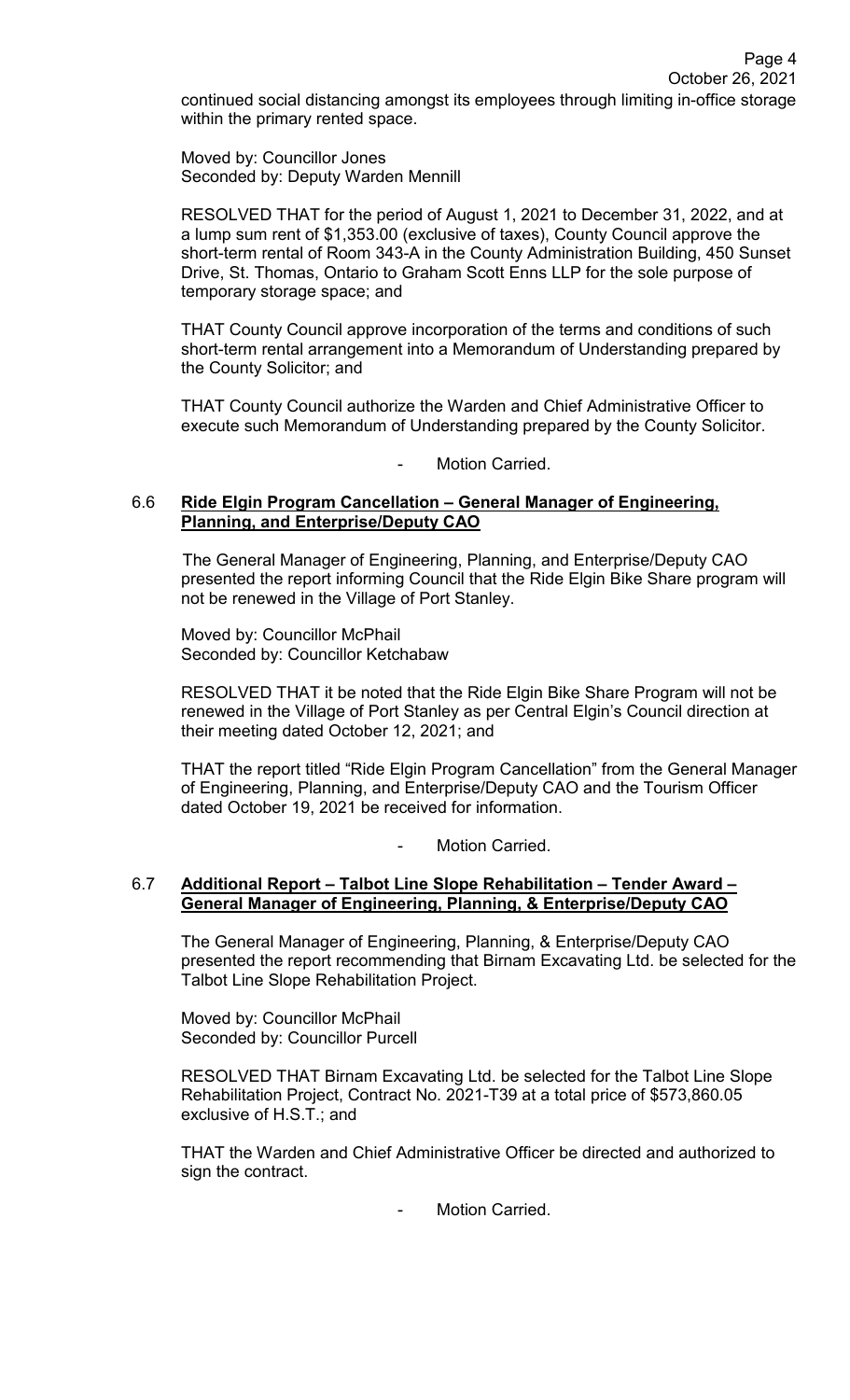continued social distancing amongst its employees through limiting in-office storage within the primary rented space.

Moved by: Councillor Jones
Seconded by: Deputy Warden Mennill

RESOLVED THAT for the period of August 1, 2021 to December 31, 2022, and at a lump sum rent of $1,353.00 (exclusive of taxes), County Council approve the short-term rental of Room 343-A in the County Administration Building, 450 Sunset Drive, St. Thomas, Ontario to Graham Scott Enns LLP for the sole purpose of temporary storage space; and

THAT County Council approve incorporation of the terms and conditions of such short-term rental arrangement into a Memorandum of Understanding prepared by the County Solicitor; and

THAT County Council authorize the Warden and Chief Administrative Officer to execute such Memorandum of Understanding prepared by the County Solicitor.

- Motion Carried.

### 6.6 Ride Elgin Program Cancellation – General Manager of Engineering, Planning, and Enterprise/Deputy CAO

The General Manager of Engineering, Planning, and Enterprise/Deputy CAO presented the report informing Council that the Ride Elgin Bike Share program will not be renewed in the Village of Port Stanley.

Moved by: Councillor McPhail
Seconded by: Councillor Ketchabaw

RESOLVED THAT it be noted that the Ride Elgin Bike Share Program will not be renewed in the Village of Port Stanley as per Central Elgin's Council direction at their meeting dated October 12, 2021; and

THAT the report titled "Ride Elgin Program Cancellation" from the General Manager of Engineering, Planning, and Enterprise/Deputy CAO and the Tourism Officer dated October 19, 2021 be received for information.

- Motion Carried.

### 6.7 Additional Report – Talbot Line Slope Rehabilitation – Tender Award – General Manager of Engineering, Planning, & Enterprise/Deputy CAO

The General Manager of Engineering, Planning, & Enterprise/Deputy CAO presented the report recommending that Birnam Excavating Ltd. be selected for the Talbot Line Slope Rehabilitation Project.

Moved by: Councillor McPhail
Seconded by: Councillor Purcell

RESOLVED THAT Birnam Excavating Ltd. be selected for the Talbot Line Slope Rehabilitation Project, Contract No. 2021-T39 at a total price of $573,860.05 exclusive of H.S.T.; and

THAT the Warden and Chief Administrative Officer be directed and authorized to sign the contract.

- Motion Carried.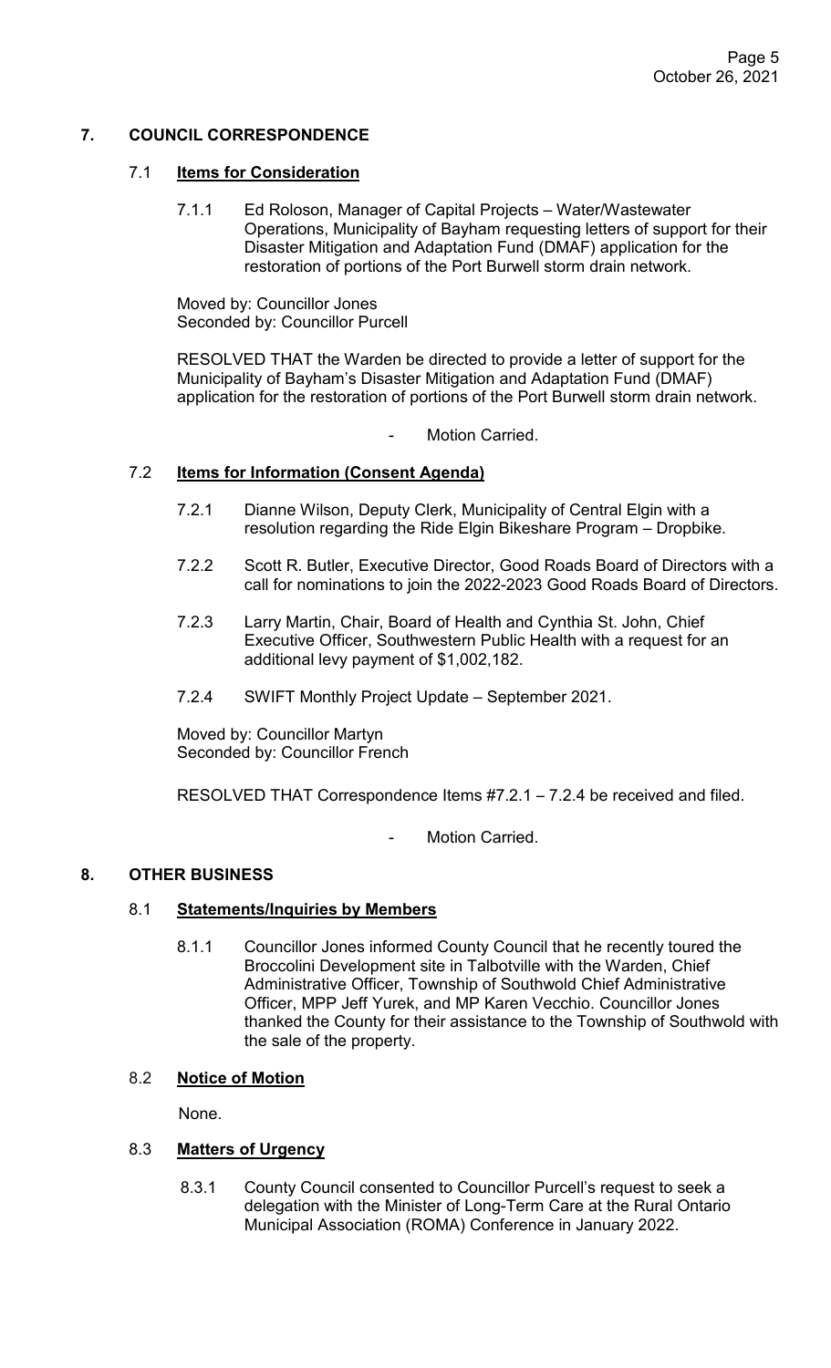## 7. COUNCIL CORRESPONDENCE

### 7.1 **Items for Consideration**

7.1.1 Ed Roloson, Manager of Capital Projects – Water/Wastewater Operations, Municipality of Bayham requesting letters of support for their Disaster Mitigation and Adaptation Fund (DMAF) application for the restoration of portions of the Port Burwell storm drain network.

Moved by: Councillor Jones
Seconded by: Councillor Purcell

RESOLVED THAT the Warden be directed to provide a letter of support for the Municipality of Bayham's Disaster Mitigation and Adaptation Fund (DMAF) application for the restoration of portions of the Port Burwell storm drain network.

- Motion Carried.

### 7.2 **Items for Information (Consent Agenda)**

7.2.1 Dianne Wilson, Deputy Clerk, Municipality of Central Elgin with a resolution regarding the Ride Elgin Bikeshare Program – Dropbike.

7.2.2 Scott R. Butler, Executive Director, Good Roads Board of Directors with a call for nominations to join the 2022-2023 Good Roads Board of Directors.

7.2.3 Larry Martin, Chair, Board of Health and Cynthia St. John, Chief Executive Officer, Southwestern Public Health with a request for an additional levy payment of $1,002,182.

7.2.4 SWIFT Monthly Project Update – September 2021.

Moved by: Councillor Martyn
Seconded by: Councillor French

RESOLVED THAT Correspondence Items #7.2.1 – 7.2.4 be received and filed.

- Motion Carried.

## 8. OTHER BUSINESS

### 8.1 **Statements/Inquiries by Members**

8.1.1 Councillor Jones informed County Council that he recently toured the Broccolini Development site in Talbotville with the Warden, Chief Administrative Officer, Township of Southwold Chief Administrative Officer, MPP Jeff Yurek, and MP Karen Vecchio. Councillor Jones thanked the County for their assistance to the Township of Southwold with the sale of the property.

### 8.2 **Notice of Motion**

None.

### 8.3 **Matters of Urgency**

8.3.1 County Council consented to Councillor Purcell's request to seek a delegation with the Minister of Long-Term Care at the Rural Ontario Municipal Association (ROMA) Conference in January 2022.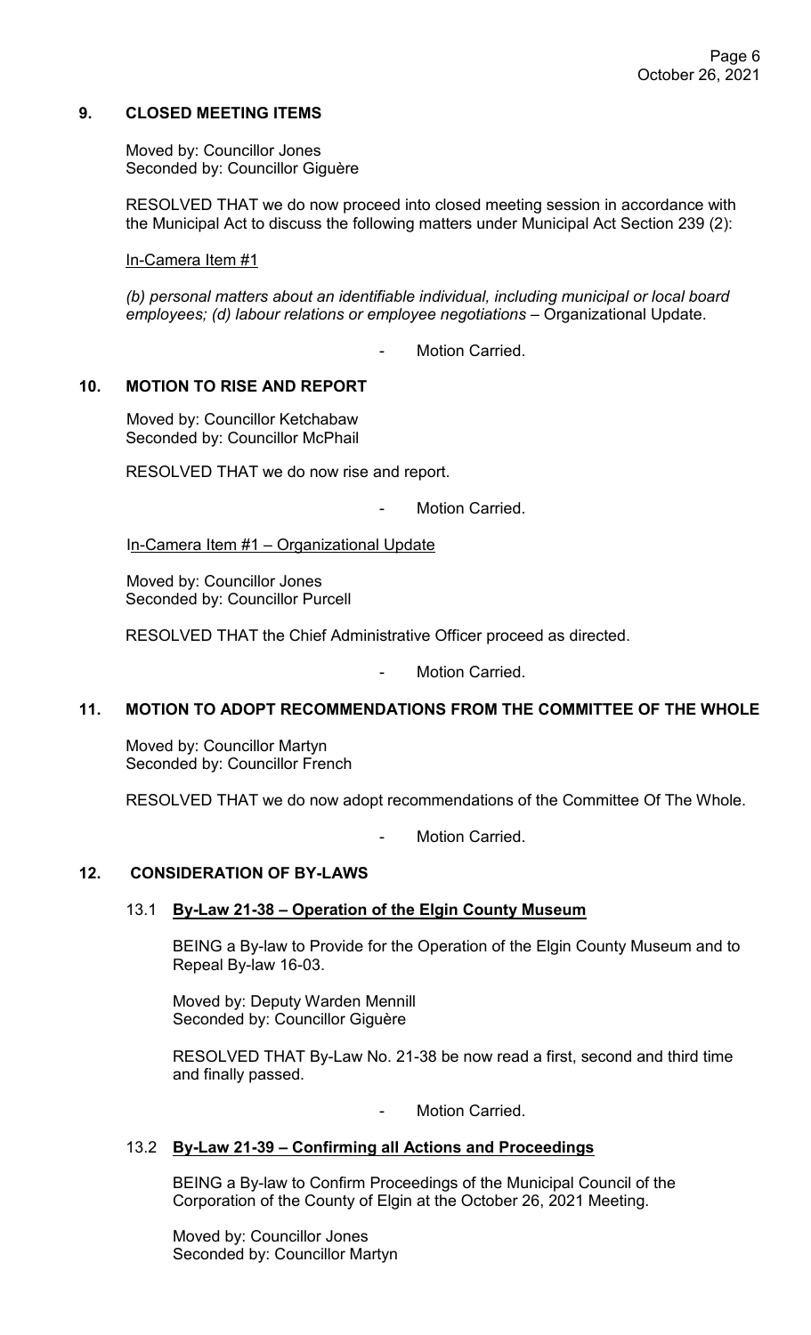## 9. CLOSED MEETING ITEMS

Moved by: Councillor Jones
Seconded by: Councillor Giguère

RESOLVED THAT we do now proceed into closed meeting session in accordance with the Municipal Act to discuss the following matters under Municipal Act Section 239 (2):

In-Camera Item #1

*(b) personal matters about an identifiable individual, including municipal or local board employees; (d) labour relations or employee negotiations* – Organizational Update.

- Motion Carried.

## 10. MOTION TO RISE AND REPORT

Moved by: Councillor Ketchabaw
Seconded by: Councillor McPhail

RESOLVED THAT we do now rise and report.

- Motion Carried.

In-Camera Item #1 – Organizational Update

Moved by: Councillor Jones
Seconded by: Councillor Purcell

RESOLVED THAT the Chief Administrative Officer proceed as directed.

- Motion Carried.

## 11. MOTION TO ADOPT RECOMMENDATIONS FROM THE COMMITTEE OF THE WHOLE

Moved by: Councillor Martyn
Seconded by: Councillor French

RESOLVED THAT we do now adopt recommendations of the Committee Of The Whole.

- Motion Carried.

## 12. CONSIDERATION OF BY-LAWS

### 13.1 **By-Law 21-38 – Operation of the Elgin County Museum**

BEING a By-law to Provide for the Operation of the Elgin County Museum and to Repeal By-law 16-03.

Moved by: Deputy Warden Mennill
Seconded by: Councillor Giguère

RESOLVED THAT By-Law No. 21-38 be now read a first, second and third time and finally passed.

- Motion Carried.

### 13.2 **By-Law 21-39 – Confirming all Actions and Proceedings**

BEING a By-law to Confirm Proceedings of the Municipal Council of the Corporation of the County of Elgin at the October 26, 2021 Meeting.

Moved by: Councillor Jones
Seconded by: Councillor Martyn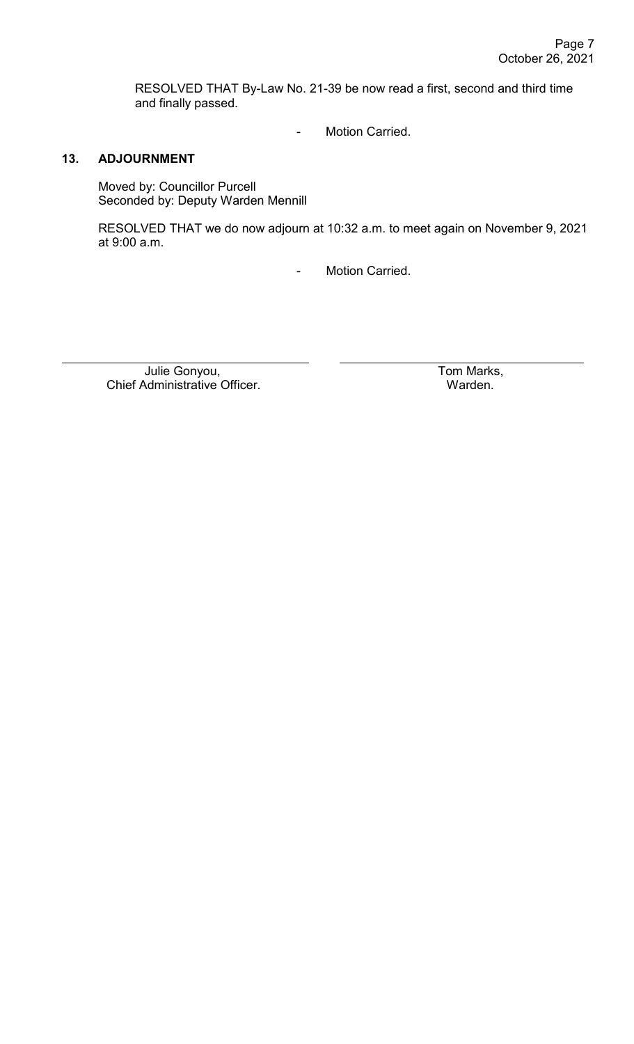RESOLVED THAT By-Law No. 21-39 be now read a first, second and third time and finally passed.

- Motion Carried.

## 13. ADJOURNMENT

Moved by: Councillor Purcell
Seconded by: Deputy Warden Mennill

RESOLVED THAT we do now adjourn at 10:32 a.m. to meet again on November 9, 2021 at 9:00 a.m.

- Motion Carried.

| | |
|---|---|
| Julie Gonyou, Chief Administrative Officer. | Tom Marks, Warden. |